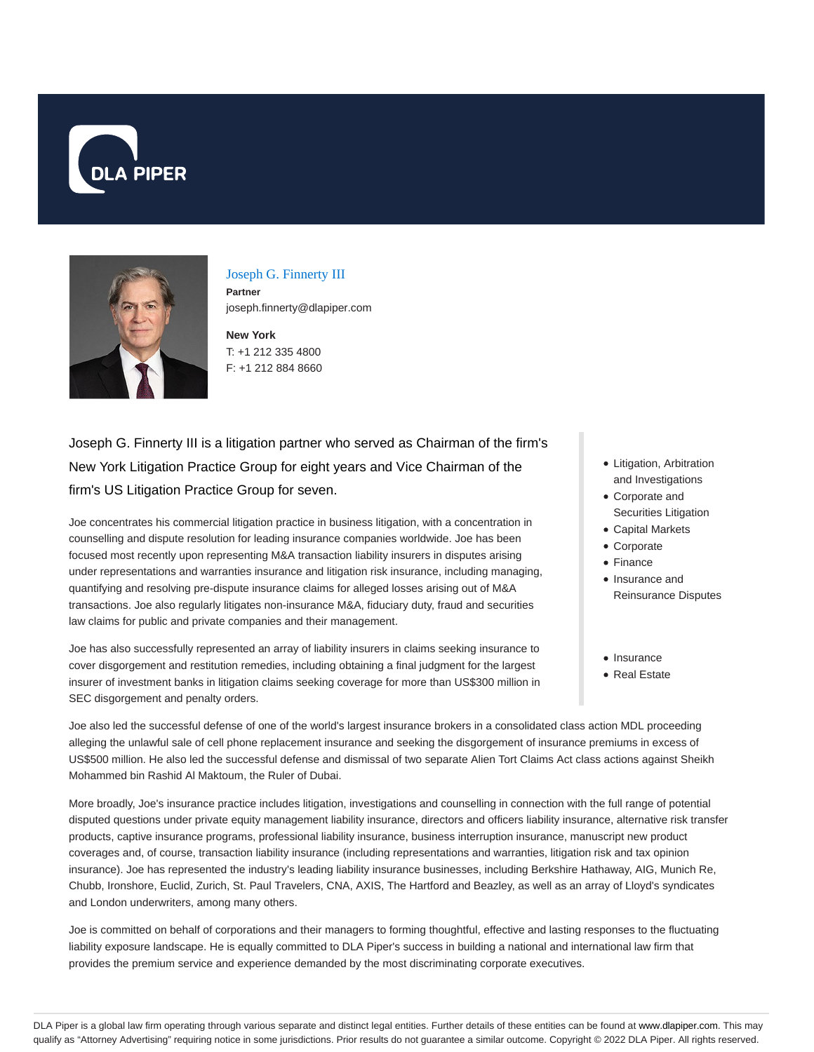# Joseph G. Finnerty III

**Partner**

joseph.finnerty@dlapiper.com

**New York**

T: +1 212 335 4800

F: +1 212 884 8660

Joseph G. Finnerty III is a litigation partner who served as Chairman of the firm's New York Litigation Practice Group for eight years and Vice Chairman of the firm's US Litigation Practice Group for seven.

- Litigation, Arbitration and Investigations
- Corporate and Securities Litigation
- Capital Markets
- Corporate
- Finance
- Insurance and Reinsurance Disputes

- Insurance
- Real Estate

Joe concentrates his commercial litigation practice in business litigation, with a concentration in counselling and dispute resolution for leading insurance companies worldwide. Joe has been focused most recently upon representing M&A transaction liability insurers in disputes arising under representations and warranties insurance and litigation risk insurance, including managing, quantifying and resolving pre-dispute insurance claims for alleged losses arising out of M&A transactions. Joe also regularly litigates non-insurance M&A, fiduciary duty, fraud and securities law claims for public and private companies and their management.

Joe has also successfully represented an array of liability insurers in claims seeking insurance to cover disgorgement and restitution remedies, including obtaining a final judgment for the largest insurer of investment banks in litigation claims seeking coverage for more than US$300 million in SEC disgorgement and penalty orders.

Joe also led the successful defense of one of the world's largest insurance brokers in a consolidated class action MDL proceeding alleging the unlawful sale of cell phone replacement insurance and seeking the disgorgement of insurance premiums in excess of US$500 million. He also led the successful defense and dismissal of two separate Alien Tort Claims Act class actions against Sheikh Mohammed bin Rashid Al Maktoum, the Ruler of Dubai.

More broadly, Joe's insurance practice includes litigation, investigations and counselling in connection with the full range of potential disputed questions under private equity management liability insurance, directors and officers liability insurance, alternative risk transfer products, captive insurance programs, professional liability insurance, business interruption insurance, manuscript new product coverages and, of course, transaction liability insurance (including representations and warranties, litigation risk and tax opinion insurance). Joe has represented the industry's leading liability insurance businesses, including Berkshire Hathaway, AIG, Munich Re, Chubb, Ironshore, Euclid, Zurich, St. Paul Travelers, CNA, AXIS, The Hartford and Beazley, as well as an array of Lloyd's syndicates and London underwriters, among many others.

Joe is committed on behalf of corporations and their managers to forming thoughtful, effective and lasting responses to the fluctuating liability exposure landscape. He is equally committed to DLA Piper's success in building a national and international law firm that provides the premium service and experience demanded by the most discriminating corporate executives.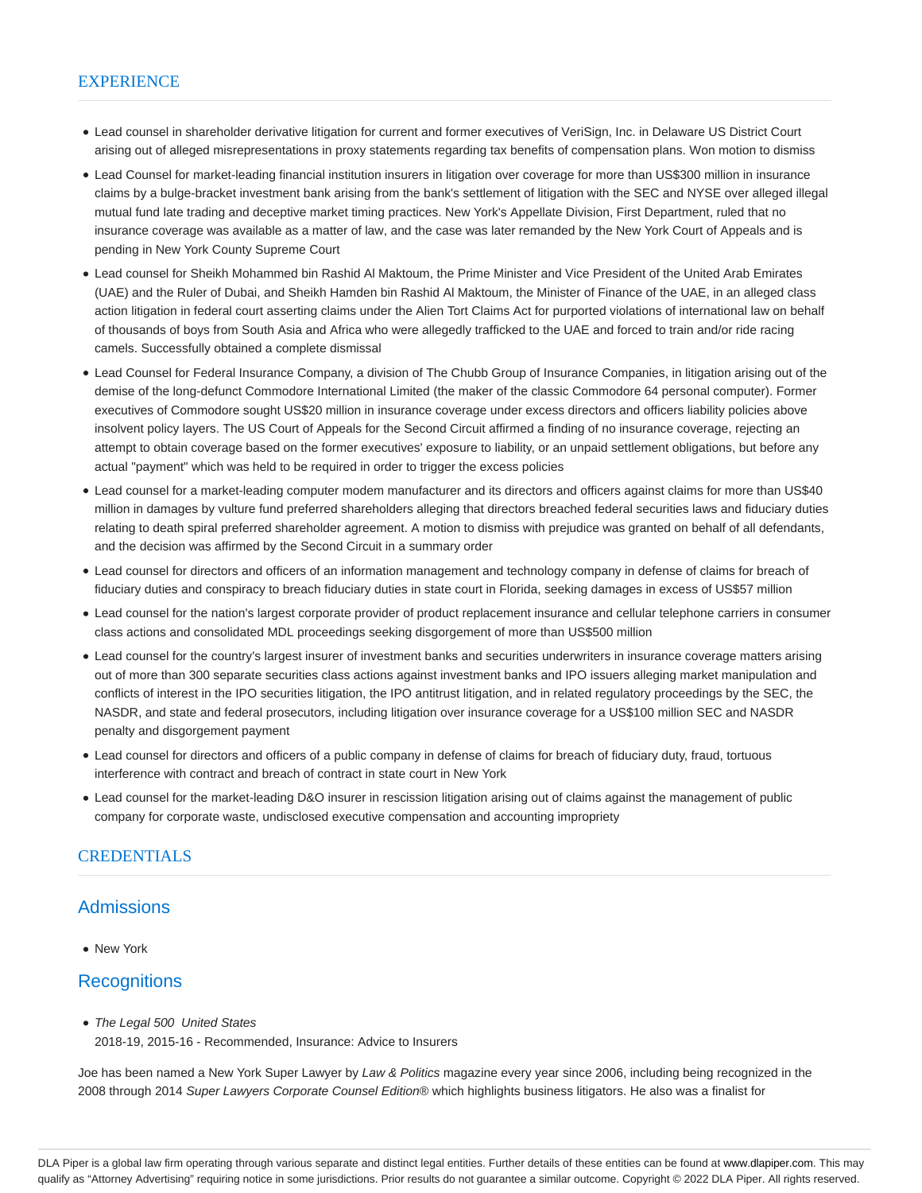## EXPERIENCE

- Lead counsel in shareholder derivative litigation for current and former executives of VeriSign, Inc. in Delaware US District Court arising out of alleged misrepresentations in proxy statements regarding tax benefits of compensation plans. Won motion to dismiss
- Lead Counsel for market-leading financial institution insurers in litigation over coverage for more than US$300 million in insurance claims by a bulge-bracket investment bank arising from the bank's settlement of litigation with the SEC and NYSE over alleged illegal mutual fund late trading and deceptive market timing practices. New York's Appellate Division, First Department, ruled that no insurance coverage was available as a matter of law, and the case was later remanded by the New York Court of Appeals and is pending in New York County Supreme Court
- Lead counsel for Sheikh Mohammed bin Rashid Al Maktoum, the Prime Minister and Vice President of the United Arab Emirates (UAE) and the Ruler of Dubai, and Sheikh Hamden bin Rashid Al Maktoum, the Minister of Finance of the UAE, in an alleged class action litigation in federal court asserting claims under the Alien Tort Claims Act for purported violations of international law on behalf of thousands of boys from South Asia and Africa who were allegedly trafficked to the UAE and forced to train and/or ride racing camels. Successfully obtained a complete dismissal
- Lead Counsel for Federal Insurance Company, a division of The Chubb Group of Insurance Companies, in litigation arising out of the demise of the long-defunct Commodore International Limited (the maker of the classic Commodore 64 personal computer). Former executives of Commodore sought US$20 million in insurance coverage under excess directors and officers liability policies above insolvent policy layers. The US Court of Appeals for the Second Circuit affirmed a finding of no insurance coverage, rejecting an attempt to obtain coverage based on the former executives' exposure to liability, or an unpaid settlement obligations, but before any actual "payment" which was held to be required in order to trigger the excess policies
- Lead counsel for a market-leading computer modem manufacturer and its directors and officers against claims for more than US$40 million in damages by vulture fund preferred shareholders alleging that directors breached federal securities laws and fiduciary duties relating to death spiral preferred shareholder agreement. A motion to dismiss with prejudice was granted on behalf of all defendants, and the decision was affirmed by the Second Circuit in a summary order
- Lead counsel for directors and officers of an information management and technology company in defense of claims for breach of fiduciary duties and conspiracy to breach fiduciary duties in state court in Florida, seeking damages in excess of US$57 million
- Lead counsel for the nation's largest corporate provider of product replacement insurance and cellular telephone carriers in consumer class actions and consolidated MDL proceedings seeking disgorgement of more than US$500 million
- Lead counsel for the country's largest insurer of investment banks and securities underwriters in insurance coverage matters arising out of more than 300 separate securities class actions against investment banks and IPO issuers alleging market manipulation and conflicts of interest in the IPO securities litigation, the IPO antitrust litigation, and in related regulatory proceedings by the SEC, the NASDR, and state and federal prosecutors, including litigation over insurance coverage for a US$100 million SEC and NASDR penalty and disgorgement payment
- Lead counsel for directors and officers of a public company in defense of claims for breach of fiduciary duty, fraud, tortuous interference with contract and breach of contract in state court in New York
- Lead counsel for the market-leading D&O insurer in rescission litigation arising out of claims against the management of public company for corporate waste, undisclosed executive compensation and accounting impropriety

## CREDENTIALS

### Admissions

- New York

### Recognitions

- *The Legal 500 United States*
  2018-19, 2015-16 - Recommended, Insurance: Advice to Insurers

Joe has been named a New York Super Lawyer by *Law & Politics* magazine every year since 2006, including being recognized in the 2008 through 2014 *Super Lawyers Corporate Counsel Edition*® which highlights business litigators. He also was a finalist for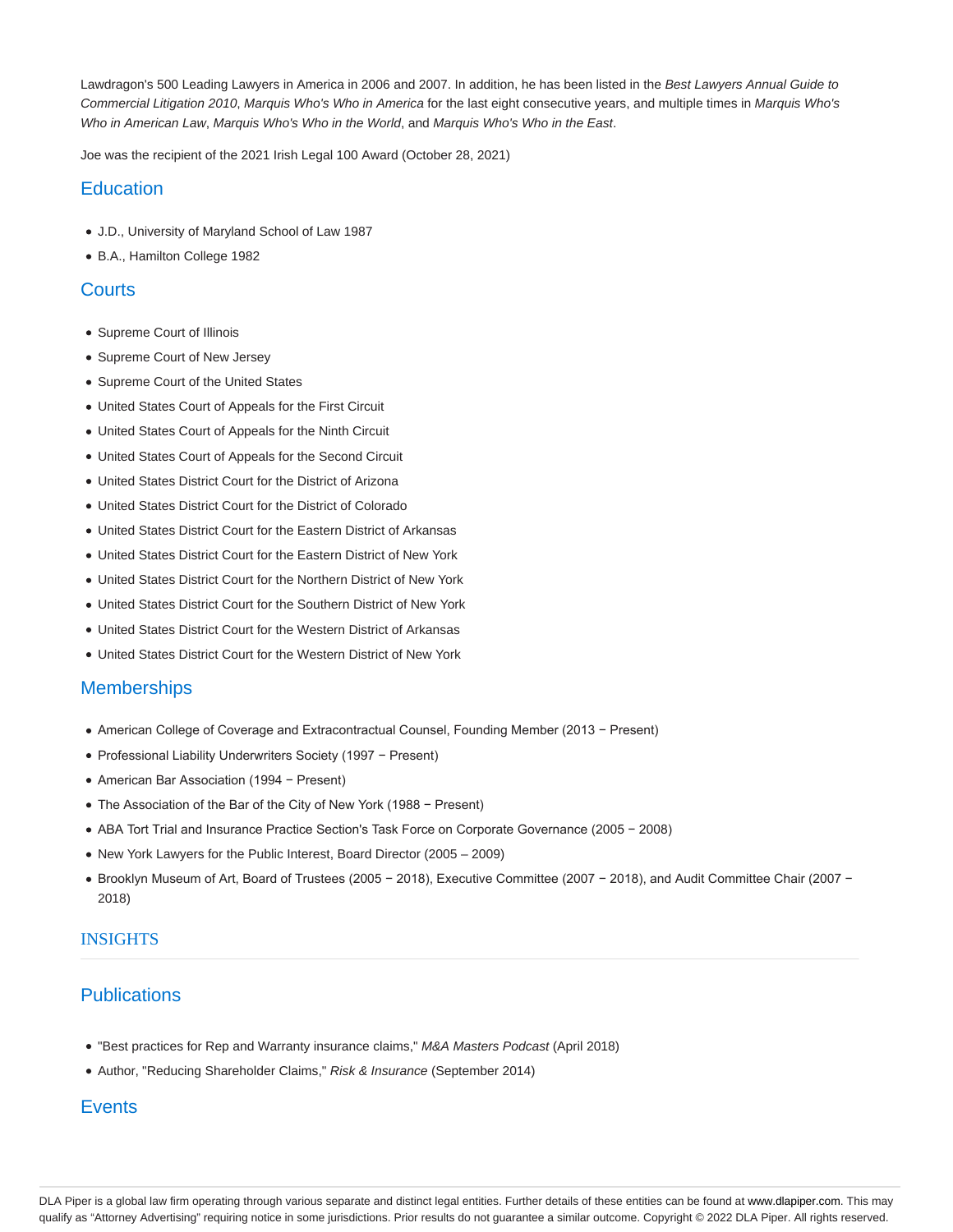Lawdragon's 500 Leading Lawyers in America in 2006 and 2007. In addition, he has been listed in the *Best Lawyers Annual Guide to Commercial Litigation 2010*, *Marquis Who's Who in America* for the last eight consecutive years, and multiple times in *Marquis Who's Who in American Law*, *Marquis Who's Who in the World*, and *Marquis Who's Who in the East*.

Joe was the recipient of the 2021 Irish Legal 100 Award (October 28, 2021)

## Education

- J.D., University of Maryland School of Law 1987
- B.A., Hamilton College 1982

## Courts

- Supreme Court of Illinois
- Supreme Court of New Jersey
- Supreme Court of the United States
- United States Court of Appeals for the First Circuit
- United States Court of Appeals for the Ninth Circuit
- United States Court of Appeals for the Second Circuit
- United States District Court for the District of Arizona
- United States District Court for the District of Colorado
- United States District Court for the Eastern District of Arkansas
- United States District Court for the Eastern District of New York
- United States District Court for the Northern District of New York
- United States District Court for the Southern District of New York
- United States District Court for the Western District of Arkansas
- United States District Court for the Western District of New York

## Memberships

- American College of Coverage and Extracontractual Counsel, Founding Member (2013 − Present)
- Professional Liability Underwriters Society (1997 − Present)
- American Bar Association (1994 − Present)
- The Association of the Bar of the City of New York (1988 − Present)
- ABA Tort Trial and Insurance Practice Section's Task Force on Corporate Governance (2005 − 2008)
- New York Lawyers for the Public Interest, Board Director (2005 – 2009)
- Brooklyn Museum of Art, Board of Trustees (2005 − 2018), Executive Committee (2007 − 2018), and Audit Committee Chair (2007 − 2018)

## INSIGHTS

## Publications

- "Best practices for Rep and Warranty insurance claims," *M&A Masters Podcast* (April 2018)
- Author, "Reducing Shareholder Claims," *Risk & Insurance* (September 2014)

## Events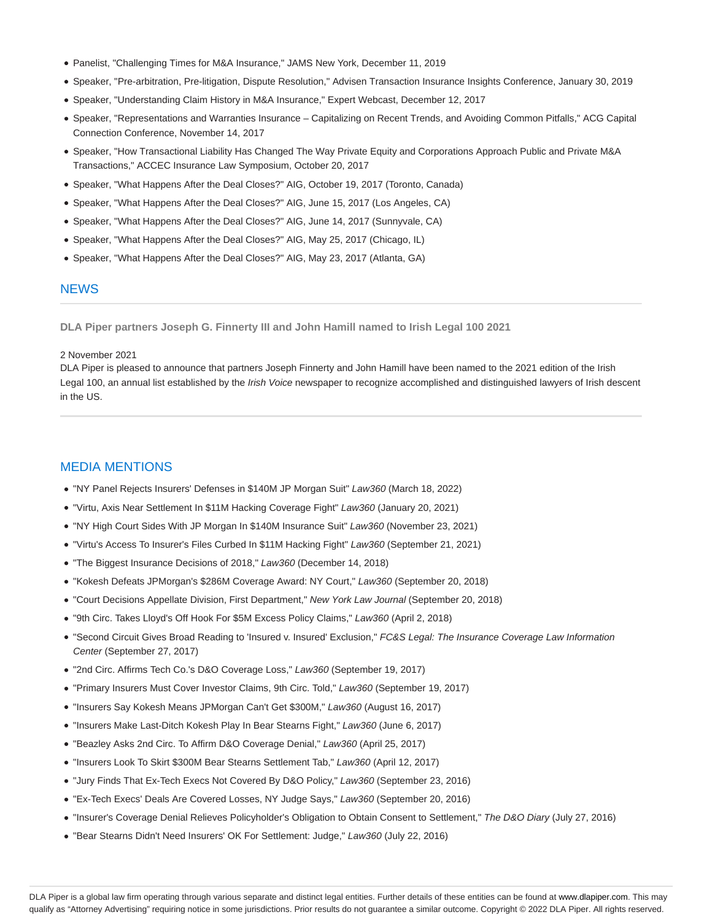- Panelist, "Challenging Times for M&A Insurance," JAMS New York, December 11, 2019
- Speaker, "Pre-arbitration, Pre-litigation, Dispute Resolution," Advisen Transaction Insurance Insights Conference, January 30, 2019
- Speaker, "Understanding Claim History in M&A Insurance," Expert Webcast, December 12, 2017
- Speaker, "Representations and Warranties Insurance – Capitalizing on Recent Trends, and Avoiding Common Pitfalls," ACG Capital Connection Conference, November 14, 2017
- Speaker, "How Transactional Liability Has Changed The Way Private Equity and Corporations Approach Public and Private M&A Transactions," ACCEC Insurance Law Symposium, October 20, 2017
- Speaker, "What Happens After the Deal Closes?" AIG, October 19, 2017 (Toronto, Canada)
- Speaker, "What Happens After the Deal Closes?" AIG, June 15, 2017 (Los Angeles, CA)
- Speaker, "What Happens After the Deal Closes?" AIG, June 14, 2017 (Sunnyvale, CA)
- Speaker, "What Happens After the Deal Closes?" AIG, May 25, 2017 (Chicago, IL)
- Speaker, "What Happens After the Deal Closes?" AIG, May 23, 2017 (Atlanta, GA)

## NEWS

**DLA Piper partners Joseph G. Finnerty III and John Hamill named to Irish Legal 100 2021**

2 November 2021

DLA Piper is pleased to announce that partners Joseph Finnerty and John Hamill have been named to the 2021 edition of the Irish Legal 100, an annual list established by the *Irish Voice* newspaper to recognize accomplished and distinguished lawyers of Irish descent in the US.

## MEDIA MENTIONS

- "NY Panel Rejects Insurers' Defenses in $140M JP Morgan Suit" *Law360* (March 18, 2022)
- "Virtu, Axis Near Settlement In $11M Hacking Coverage Fight" *Law360* (January 20, 2021)
- "NY High Court Sides With JP Morgan In $140M Insurance Suit" *Law360* (November 23, 2021)
- "Virtu's Access To Insurer's Files Curbed In $11M Hacking Fight" *Law360* (September 21, 2021)
- "The Biggest Insurance Decisions of 2018," *Law360* (December 14, 2018)
- "Kokesh Defeats JPMorgan's $286M Coverage Award: NY Court," *Law360* (September 20, 2018)
- "Court Decisions Appellate Division, First Department," *New York Law Journal* (September 20, 2018)
- "9th Circ. Takes Lloyd's Off Hook For $5M Excess Policy Claims," *Law360* (April 2, 2018)
- "Second Circuit Gives Broad Reading to 'Insured v. Insured' Exclusion," *FC&S Legal: The Insurance Coverage Law Information Center* (September 27, 2017)
- "2nd Circ. Affirms Tech Co.'s D&O Coverage Loss," *Law360* (September 19, 2017)
- "Primary Insurers Must Cover Investor Claims, 9th Circ. Told," *Law360* (September 19, 2017)
- "Insurers Say Kokesh Means JPMorgan Can't Get $300M," *Law360* (August 16, 2017)
- "Insurers Make Last-Ditch Kokesh Play In Bear Stearns Fight," *Law360* (June 6, 2017)
- "Beazley Asks 2nd Circ. To Affirm D&O Coverage Denial," *Law360* (April 25, 2017)
- "Insurers Look To Skirt $300M Bear Stearns Settlement Tab," *Law360* (April 12, 2017)
- "Jury Finds That Ex-Tech Execs Not Covered By D&O Policy," *Law360* (September 23, 2016)
- "Ex-Tech Execs' Deals Are Covered Losses, NY Judge Says," *Law360* (September 20, 2016)
- "Insurer's Coverage Denial Relieves Policyholder's Obligation to Obtain Consent to Settlement," *The D&O Diary* (July 27, 2016)
- "Bear Stearns Didn't Need Insurers' OK For Settlement: Judge," *Law360* (July 22, 2016)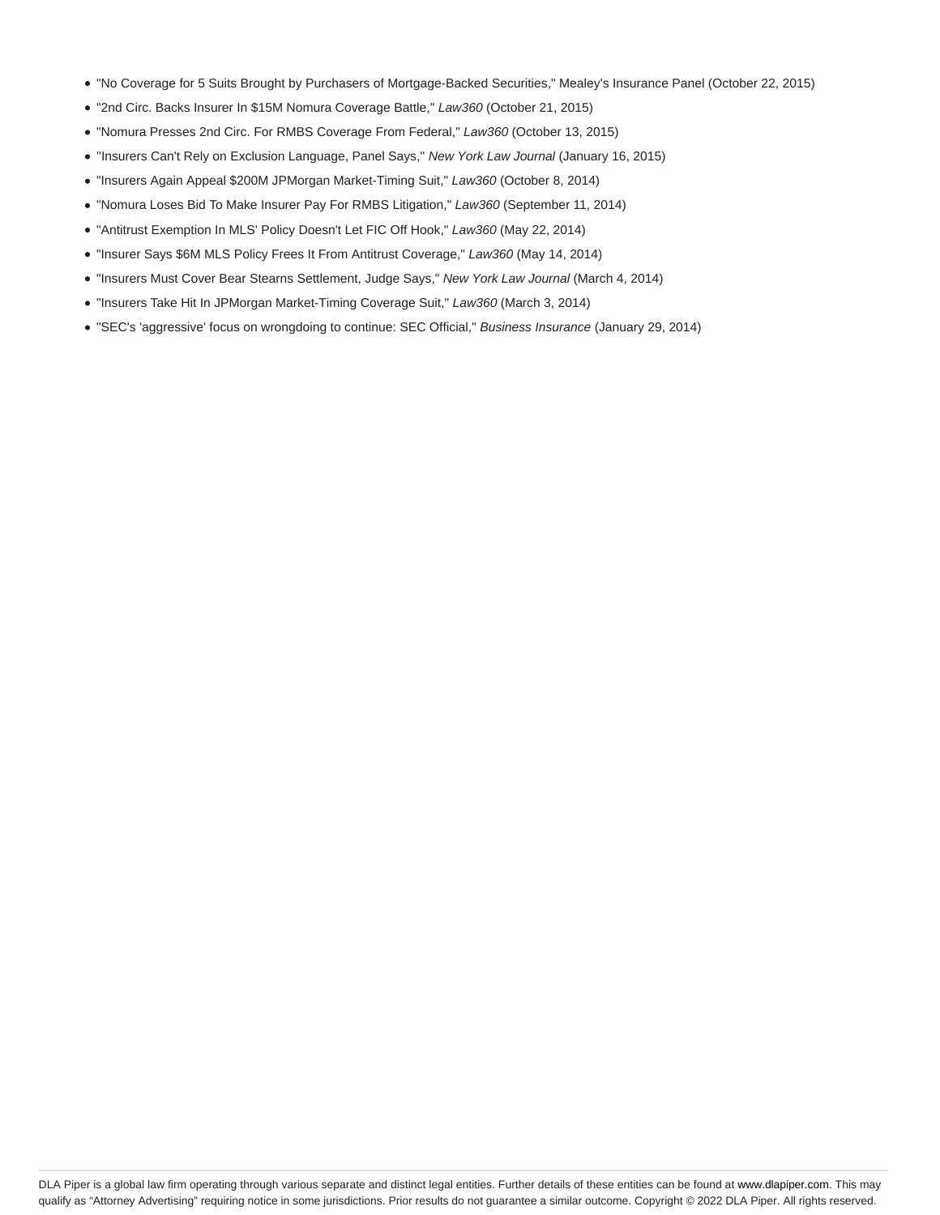- "No Coverage for 5 Suits Brought by Purchasers of Mortgage-Backed Securities," Mealey's Insurance Panel (October 22, 2015)
- "2nd Circ. Backs Insurer In $15M Nomura Coverage Battle," *Law360* (October 21, 2015)
- "Nomura Presses 2nd Circ. For RMBS Coverage From Federal," *Law360* (October 13, 2015)
- "Insurers Can't Rely on Exclusion Language, Panel Says," *New York Law Journal* (January 16, 2015)
- "Insurers Again Appeal $200M JPMorgan Market-Timing Suit," *Law360* (October 8, 2014)
- "Nomura Loses Bid To Make Insurer Pay For RMBS Litigation," *Law360* (September 11, 2014)
- "Antitrust Exemption In MLS' Policy Doesn't Let FIC Off Hook," *Law360* (May 22, 2014)
- "Insurer Says $6M MLS Policy Frees It From Antitrust Coverage," *Law360* (May 14, 2014)
- "Insurers Must Cover Bear Stearns Settlement, Judge Says," *New York Law Journal* (March 4, 2014)
- "Insurers Take Hit In JPMorgan Market-Timing Coverage Suit," *Law360* (March 3, 2014)
- "SEC's 'aggressive' focus on wrongdoing to continue: SEC Official," *Business Insurance* (January 29, 2014)

DLA Piper is a global law firm operating through various separate and distinct legal entities. Further details of these entities can be found at www.dlapiper.com. This may qualify as "Attorney Advertising" requiring notice in some jurisdictions. Prior results do not guarantee a similar outcome. Copyright © 2022 DLA Piper. All rights reserved.